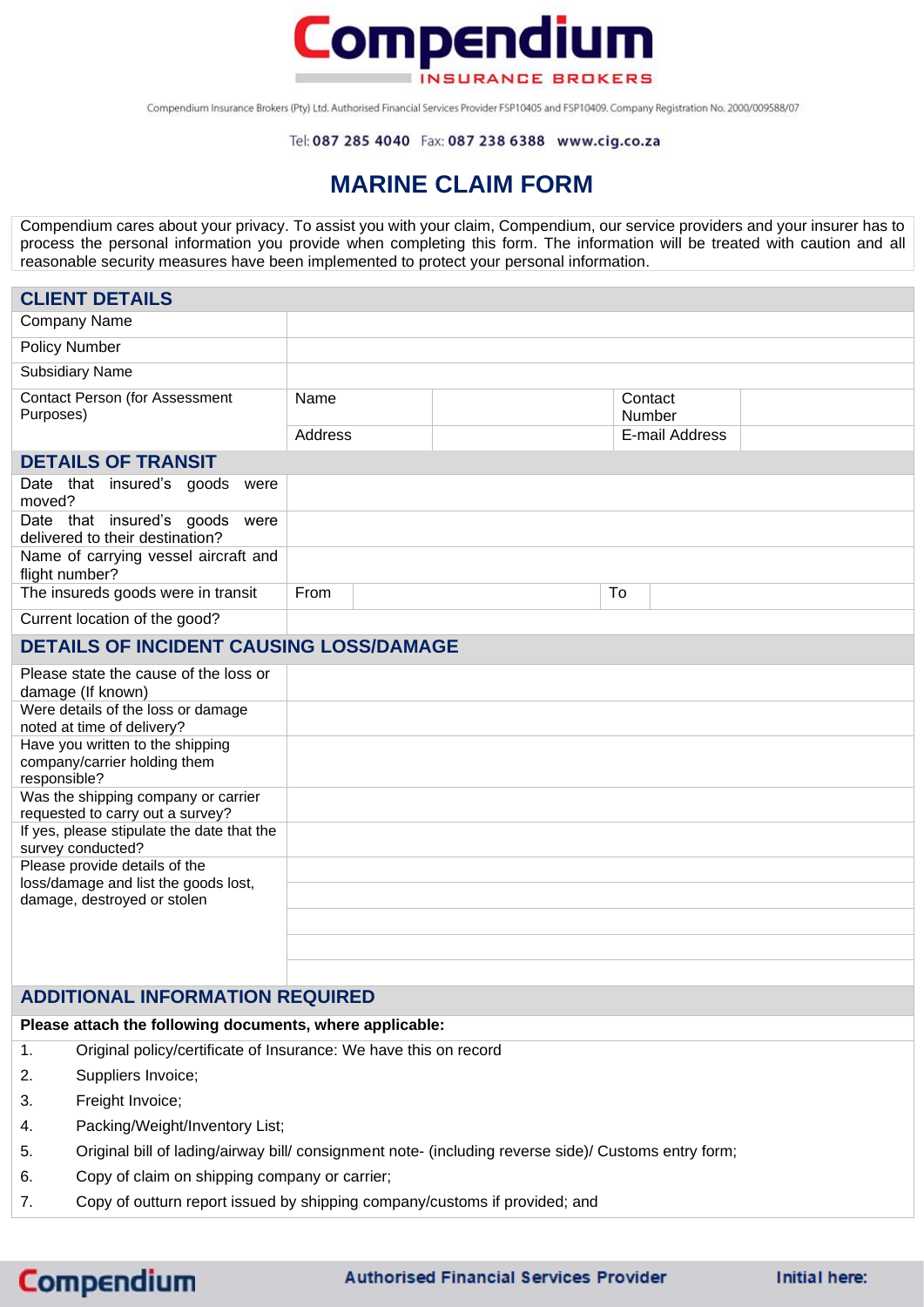# Compendium

INSURANCE BROKERS

Compendium Insurance Brokers (Pty) Ltd. Authorised Financial Services Provider FSP10405 and FSP10409. Company Registration No. 2000/009588/07

Tel: **087 285 4040** Fax: **087 238 6388** **www.cig.co.za**

## MARINE CLAIM FORM

Compendium cares about your privacy. To assist you with your claim, Compendium, our service providers and your insurer has to process the personal information you provide when completing this form. The information will be treated with caution and all reasonable security measures have been implemented to protect your personal information.

| **CLIENT DETAILS** | | | | |
|---|---|---|---|---|
| Company Name | | | | |
| Policy Number | | | | |
| Subsidiary Name | | | | |
| Contact Person (for Assessment Purposes) | Name | | Contact Number | |
| | Address | | E-mail Address | |

| **DETAILS OF TRANSIT** | | | | |
|---|---|---|---|---|
| Date that insured's goods were moved? | | | | |
| Date that insured's goods were delivered to their destination? | | | | |
| Name of carrying vessel aircraft and flight number? | | | | |
| The insureds goods were in transit | From | | To | |
| Current location of the good? | | | | |

| **DETAILS OF INCIDENT CAUSING LOSS/DAMAGE** | |
|---|---|
| Please state the cause of the loss or damage (If known) | |
| Were details of the loss or damage noted at time of delivery? | |
| Have you written to the shipping company/carrier holding them responsible? | |
| Was the shipping company or carrier requested to carry out a survey? | |
| If yes, please stipulate the date that the survey conducted? | |
| Please provide details of the loss/damage and list the goods lost, damage, destroyed or stolen | |
| | |
| | |
| | |
| | |

### ADDITIONAL INFORMATION REQUIRED

**Please attach the following documents, where applicable:**

1. Original policy/certificate of Insurance: We have this on record
2. Suppliers Invoice;
3. Freight Invoice;
4. Packing/Weight/Inventory List;
5. Original bill of lading/airway bill/ consignment note- (including reverse side)/ Customs entry form;
6. Copy of claim on shipping company or carrier;
7. Copy of outturn report issued by shipping company/customs if provided; and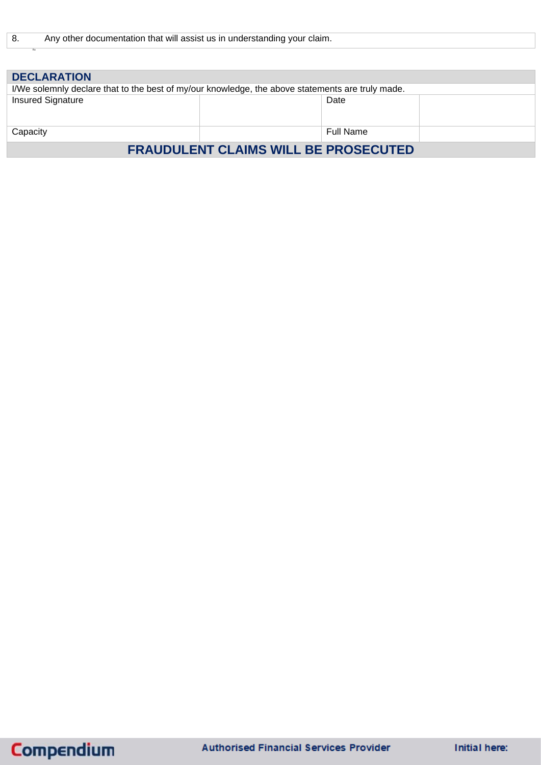8. Any other documentation that will assist us in understanding your claim.

## DECLARATION

I/We solemnly declare that to the best of my/our knowledge, the above statements are truly made.

| | | | |
|---|---|---|---|
| Insured Signature | | Date | |
| Capacity | | Full Name | |

**FRAUDULENT CLAIMS WILL BE PROSECUTED**

Initial here: